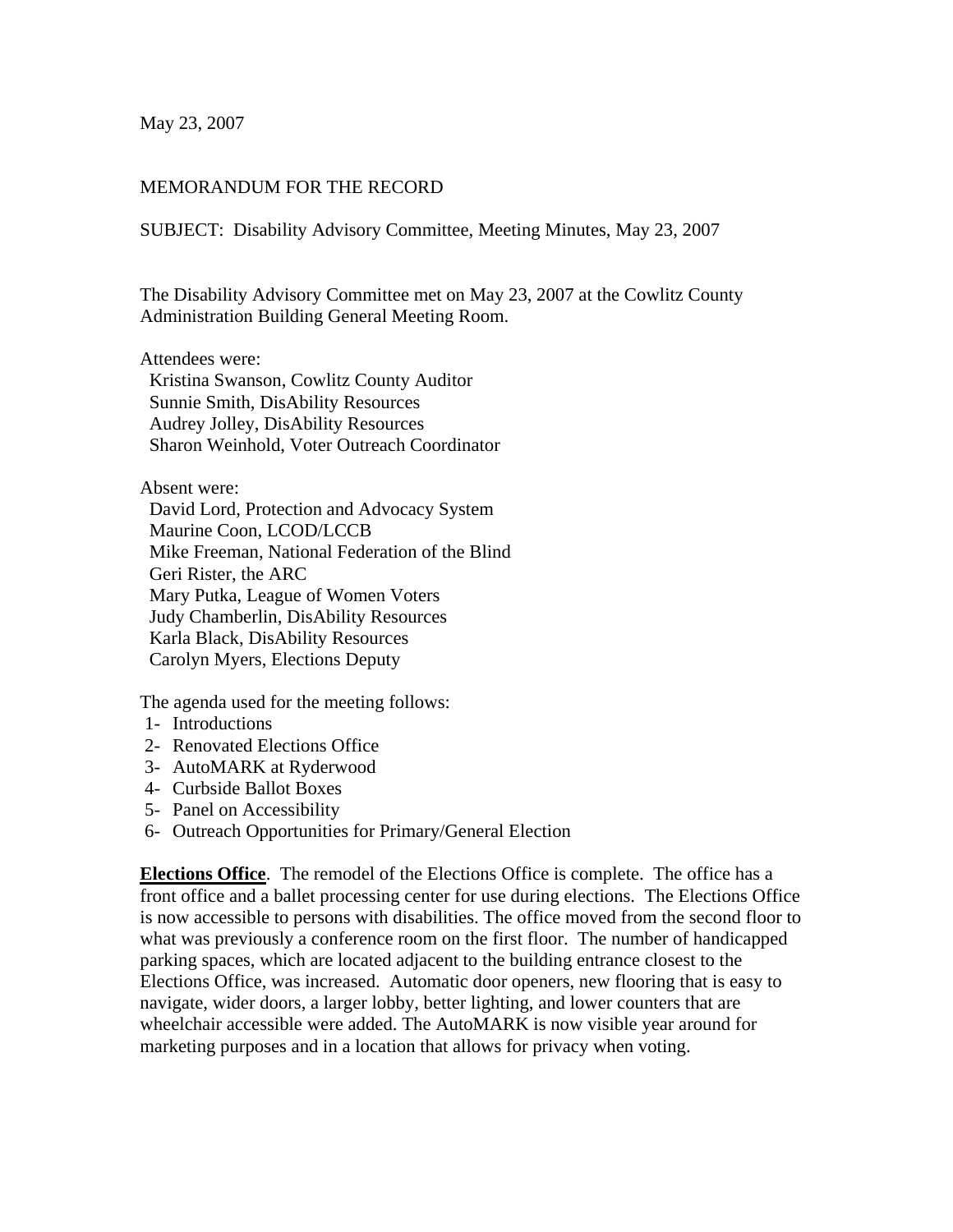May 23, 2007

MEMORANDUM FOR THE RECORD

SUBJECT: Disability Advisory Committee, Meeting Minutes, May 23, 2007

The Disability Advisory Committee met on May 23, 2007 at the Cowlitz County Administration Building General Meeting Room.

Attendees were:
Kristina Swanson, Cowlitz County Auditor
Sunnie Smith, DisAbility Resources
Audrey Jolley, DisAbility Resources
Sharon Weinhold, Voter Outreach Coordinator

Absent were:
David Lord, Protection and Advocacy System
Maurine Coon, LCOD/LCCB
Mike Freeman, National Federation of the Blind
Geri Rister, the ARC
Mary Putka, League of Women Voters
Judy Chamberlin, DisAbility Resources
Karla Black, DisAbility Resources
Carolyn Myers, Elections Deputy

The agenda used for the meeting follows:

1- Introductions
2- Renovated Elections Office
3- AutoMARK at Ryderwood
4- Curbside Ballot Boxes
5- Panel on Accessibility
6- Outreach Opportunities for Primary/General Election

**Elections Office**. The remodel of the Elections Office is complete. The office has a front office and a ballet processing center for use during elections. The Elections Office is now accessible to persons with disabilities. The office moved from the second floor to what was previously a conference room on the first floor. The number of handicapped parking spaces, which are located adjacent to the building entrance closest to the Elections Office, was increased. Automatic door openers, new flooring that is easy to navigate, wider doors, a larger lobby, better lighting, and lower counters that are wheelchair accessible were added. The AutoMARK is now visible year around for marketing purposes and in a location that allows for privacy when voting.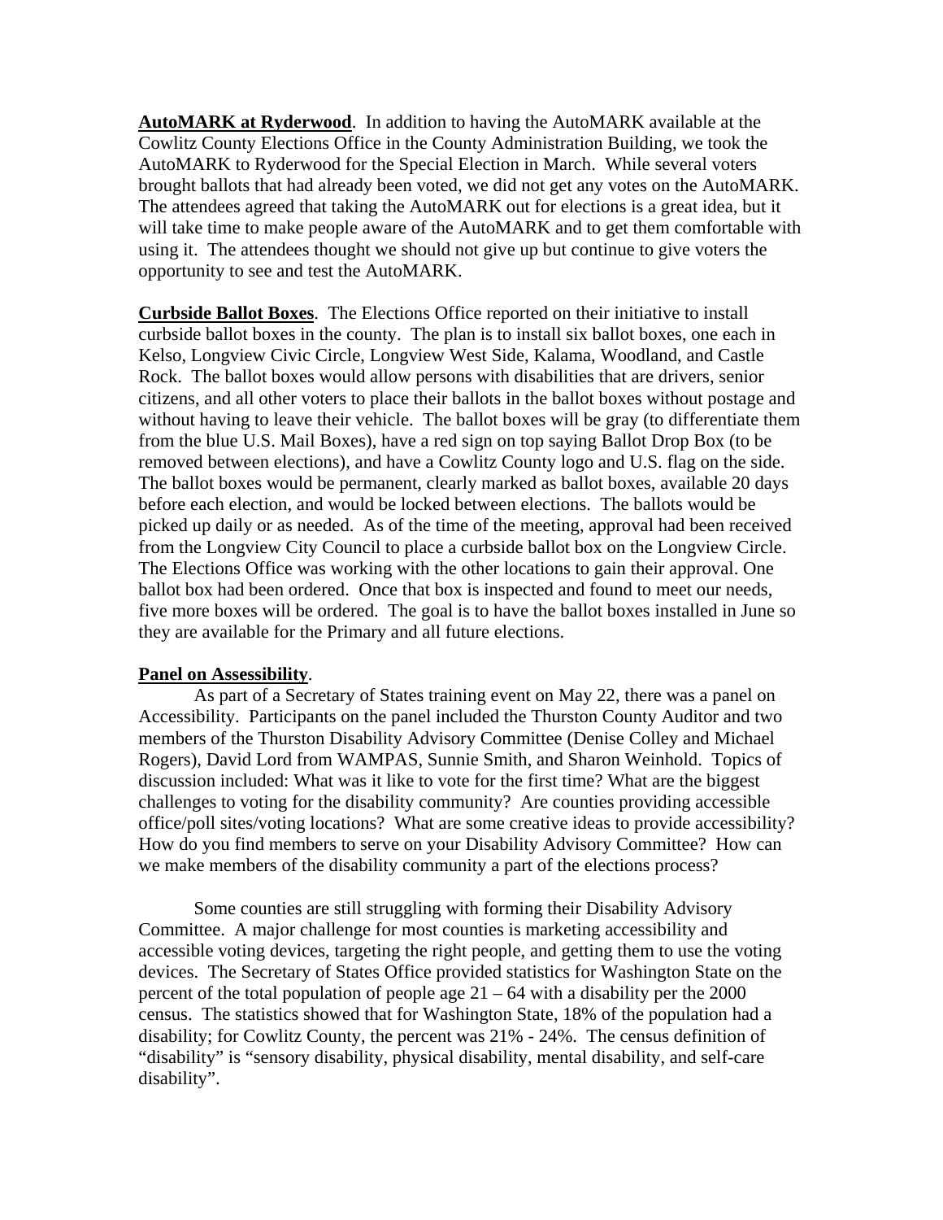**AutoMARK at Ryderwood**. In addition to having the AutoMARK available at the Cowlitz County Elections Office in the County Administration Building, we took the AutoMARK to Ryderwood for the Special Election in March. While several voters brought ballots that had already been voted, we did not get any votes on the AutoMARK. The attendees agreed that taking the AutoMARK out for elections is a great idea, but it will take time to make people aware of the AutoMARK and to get them comfortable with using it. The attendees thought we should not give up but continue to give voters the opportunity to see and test the AutoMARK.

**Curbside Ballot Boxes**. The Elections Office reported on their initiative to install curbside ballot boxes in the county. The plan is to install six ballot boxes, one each in Kelso, Longview Civic Circle, Longview West Side, Kalama, Woodland, and Castle Rock. The ballot boxes would allow persons with disabilities that are drivers, senior citizens, and all other voters to place their ballots in the ballot boxes without postage and without having to leave their vehicle. The ballot boxes will be gray (to differentiate them from the blue U.S. Mail Boxes), have a red sign on top saying Ballot Drop Box (to be removed between elections), and have a Cowlitz County logo and U.S. flag on the side. The ballot boxes would be permanent, clearly marked as ballot boxes, available 20 days before each election, and would be locked between elections. The ballots would be picked up daily or as needed. As of the time of the meeting, approval had been received from the Longview City Council to place a curbside ballot box on the Longview Circle. The Elections Office was working with the other locations to gain their approval. One ballot box had been ordered. Once that box is inspected and found to meet our needs, five more boxes will be ordered. The goal is to have the ballot boxes installed in June so they are available for the Primary and all future elections.

**Panel on Assessibility**.

As part of a Secretary of States training event on May 22, there was a panel on Accessibility. Participants on the panel included the Thurston County Auditor and two members of the Thurston Disability Advisory Committee (Denise Colley and Michael Rogers), David Lord from WAMPAS, Sunnie Smith, and Sharon Weinhold. Topics of discussion included: What was it like to vote for the first time? What are the biggest challenges to voting for the disability community? Are counties providing accessible office/poll sites/voting locations? What are some creative ideas to provide accessibility? How do you find members to serve on your Disability Advisory Committee? How can we make members of the disability community a part of the elections process?

Some counties are still struggling with forming their Disability Advisory Committee. A major challenge for most counties is marketing accessibility and accessible voting devices, targeting the right people, and getting them to use the voting devices. The Secretary of States Office provided statistics for Washington State on the percent of the total population of people age 21 – 64 with a disability per the 2000 census. The statistics showed that for Washington State, 18% of the population had a disability; for Cowlitz County, the percent was 21% - 24%. The census definition of "disability" is "sensory disability, physical disability, mental disability, and self-care disability".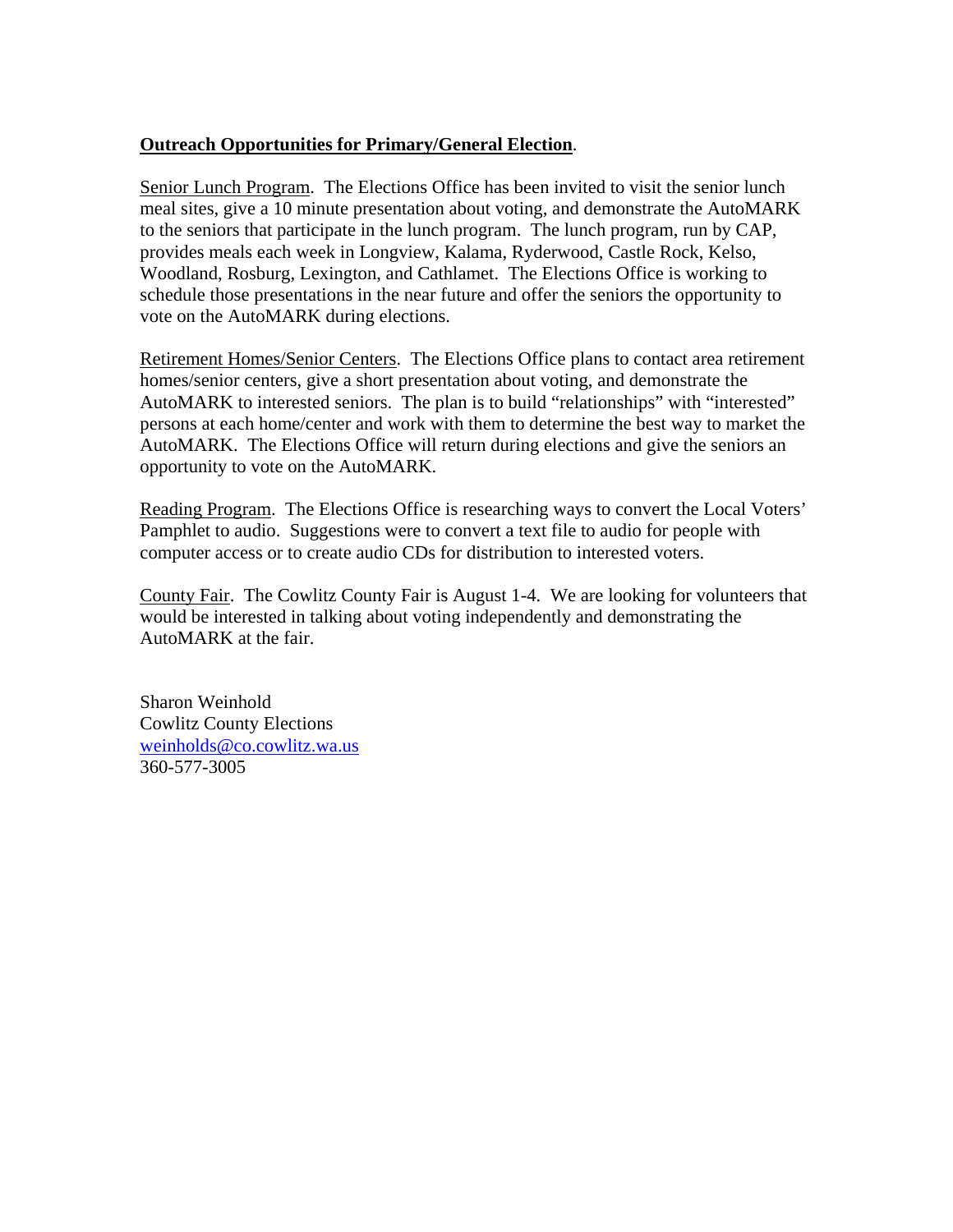**<u>Outreach Opportunities for Primary/General Election</u>**.

<u>Senior Lunch Program</u>. The Elections Office has been invited to visit the senior lunch meal sites, give a 10 minute presentation about voting, and demonstrate the AutoMARK to the seniors that participate in the lunch program. The lunch program, run by CAP, provides meals each week in Longview, Kalama, Ryderwood, Castle Rock, Kelso, Woodland, Rosburg, Lexington, and Cathlamet. The Elections Office is working to schedule those presentations in the near future and offer the seniors the opportunity to vote on the AutoMARK during elections.

<u>Retirement Homes/Senior Centers</u>. The Elections Office plans to contact area retirement homes/senior centers, give a short presentation about voting, and demonstrate the AutoMARK to interested seniors. The plan is to build "relationships" with "interested" persons at each home/center and work with them to determine the best way to market the AutoMARK. The Elections Office will return during elections and give the seniors an opportunity to vote on the AutoMARK.

<u>Reading Program</u>. The Elections Office is researching ways to convert the Local Voters' Pamphlet to audio. Suggestions were to convert a text file to audio for people with computer access or to create audio CDs for distribution to interested voters.

<u>County Fair</u>. The Cowlitz County Fair is August 1-4. We are looking for volunteers that would be interested in talking about voting independently and demonstrating the AutoMARK at the fair.

Sharon Weinhold
Cowlitz County Elections
weinholds@co.cowlitz.wa.us
360-577-3005